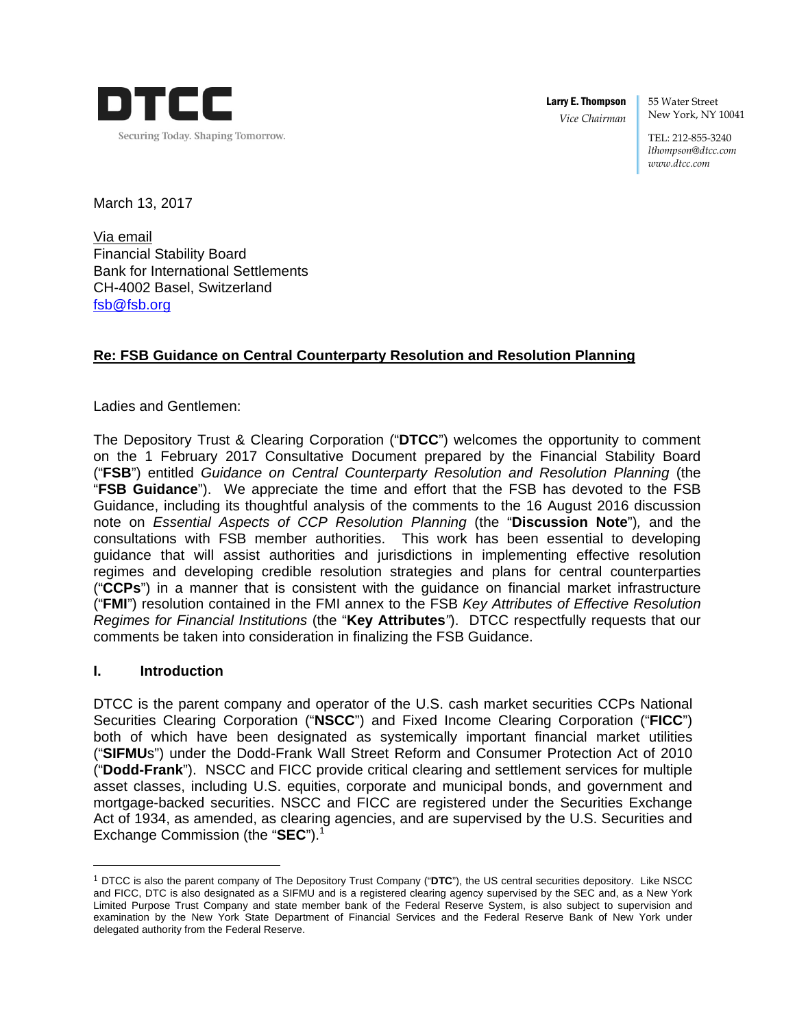DTCC

Securing Today. Shaping Tomorrow.

**Larry E. Thompson**
*Vice Chairman*

55 Water Street
New York, NY 10041

TEL: 212-855-3240
*lthompson@dtcc.com*
*www.dtcc.com*

March 13, 2017

Via email
Financial Stability Board
Bank for International Settlements
CH-4002 Basel, Switzerland
fsb@fsb.org

**Re: FSB Guidance on Central Counterparty Resolution and Resolution Planning**

Ladies and Gentlemen:

The Depository Trust & Clearing Corporation ("**DTCC**") welcomes the opportunity to comment on the 1 February 2017 Consultative Document prepared by the Financial Stability Board ("**FSB**") entitled *Guidance on Central Counterparty Resolution and Resolution Planning* (the "**FSB Guidance**"). We appreciate the time and effort that the FSB has devoted to the FSB Guidance, including its thoughtful analysis of the comments to the 16 August 2016 discussion note on *Essential Aspects of CCP Resolution Planning* (the "**Discussion Note**"), and the consultations with FSB member authorities. This work has been essential to developing guidance that will assist authorities and jurisdictions in implementing effective resolution regimes and developing credible resolution strategies and plans for central counterparties ("**CCPs**") in a manner that is consistent with the guidance on financial market infrastructure ("**FMI**") resolution contained in the FMI annex to the FSB *Key Attributes of Effective Resolution Regimes for Financial Institutions* (the "**Key Attributes**"). DTCC respectfully requests that our comments be taken into consideration in finalizing the FSB Guidance.

## I. Introduction

DTCC is the parent company and operator of the U.S. cash market securities CCPs National Securities Clearing Corporation ("**NSCC**") and Fixed Income Clearing Corporation ("**FICC**") both of which have been designated as systemically important financial market utilities ("**SIFMU**s") under the Dodd-Frank Wall Street Reform and Consumer Protection Act of 2010 ("**Dodd-Frank**"). NSCC and FICC provide critical clearing and settlement services for multiple asset classes, including U.S. equities, corporate and municipal bonds, and government and mortgage-backed securities. NSCC and FICC are registered under the Securities Exchange Act of 1934, as amended, as clearing agencies, and are supervised by the U.S. Securities and Exchange Commission (the "**SEC**").[1]

[1] DTCC is also the parent company of The Depository Trust Company ("**DTC**"), the US central securities depository. Like NSCC and FICC, DTC is also designated as a SIFMU and is a registered clearing agency supervised by the SEC and, as a New York Limited Purpose Trust Company and state member bank of the Federal Reserve System, is also subject to supervision and examination by the New York State Department of Financial Services and the Federal Reserve Bank of New York under delegated authority from the Federal Reserve.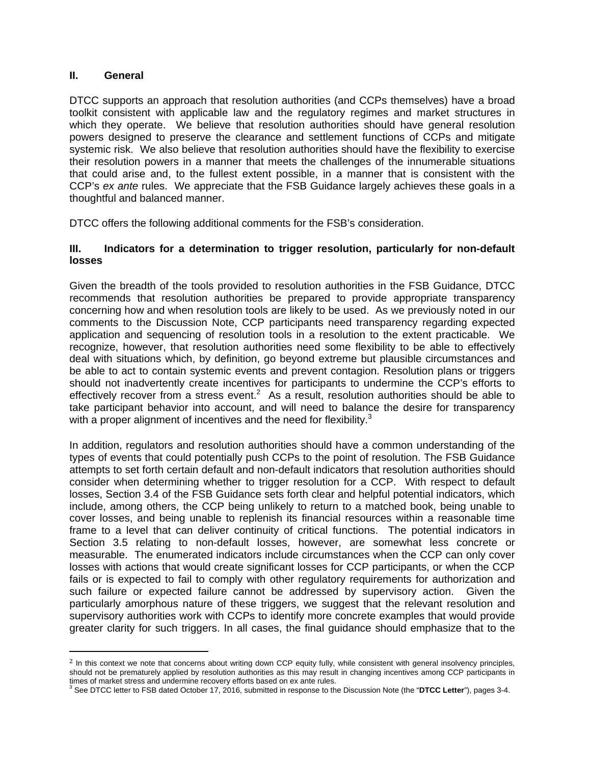## II. General

DTCC supports an approach that resolution authorities (and CCPs themselves) have a broad toolkit consistent with applicable law and the regulatory regimes and market structures in which they operate. We believe that resolution authorities should have general resolution powers designed to preserve the clearance and settlement functions of CCPs and mitigate systemic risk. We also believe that resolution authorities should have the flexibility to exercise their resolution powers in a manner that meets the challenges of the innumerable situations that could arise and, to the fullest extent possible, in a manner that is consistent with the CCP's *ex ante* rules. We appreciate that the FSB Guidance largely achieves these goals in a thoughtful and balanced manner.

DTCC offers the following additional comments for the FSB's consideration.

## III. Indicators for a determination to trigger resolution, particularly for non-default losses

Given the breadth of the tools provided to resolution authorities in the FSB Guidance, DTCC recommends that resolution authorities be prepared to provide appropriate transparency concerning how and when resolution tools are likely to be used. As we previously noted in our comments to the Discussion Note, CCP participants need transparency regarding expected application and sequencing of resolution tools in a resolution to the extent practicable. We recognize, however, that resolution authorities need some flexibility to be able to effectively deal with situations which, by definition, go beyond extreme but plausible circumstances and be able to act to contain systemic events and prevent contagion. Resolution plans or triggers should not inadvertently create incentives for participants to undermine the CCP's efforts to effectively recover from a stress event.[2] As a result, resolution authorities should be able to take participant behavior into account, and will need to balance the desire for transparency with a proper alignment of incentives and the need for flexibility.[3]

In addition, regulators and resolution authorities should have a common understanding of the types of events that could potentially push CCPs to the point of resolution. The FSB Guidance attempts to set forth certain default and non-default indicators that resolution authorities should consider when determining whether to trigger resolution for a CCP. With respect to default losses, Section 3.4 of the FSB Guidance sets forth clear and helpful potential indicators, which include, among others, the CCP being unlikely to return to a matched book, being unable to cover losses, and being unable to replenish its financial resources within a reasonable time frame to a level that can deliver continuity of critical functions. The potential indicators in Section 3.5 relating to non-default losses, however, are somewhat less concrete or measurable. The enumerated indicators include circumstances when the CCP can only cover losses with actions that would create significant losses for CCP participants, or when the CCP fails or is expected to fail to comply with other regulatory requirements for authorization and such failure or expected failure cannot be addressed by supervisory action. Given the particularly amorphous nature of these triggers, we suggest that the relevant resolution and supervisory authorities work with CCPs to identify more concrete examples that would provide greater clarity for such triggers. In all cases, the final guidance should emphasize that to the

[2] In this context we note that concerns about writing down CCP equity fully, while consistent with general insolvency principles, should not be prematurely applied by resolution authorities as this may result in changing incentives among CCP participants in times of market stress and undermine recovery efforts based on ex ante rules.

[3] See DTCC letter to FSB dated October 17, 2016, submitted in response to the Discussion Note (the "**DTCC Letter**"), pages 3-4.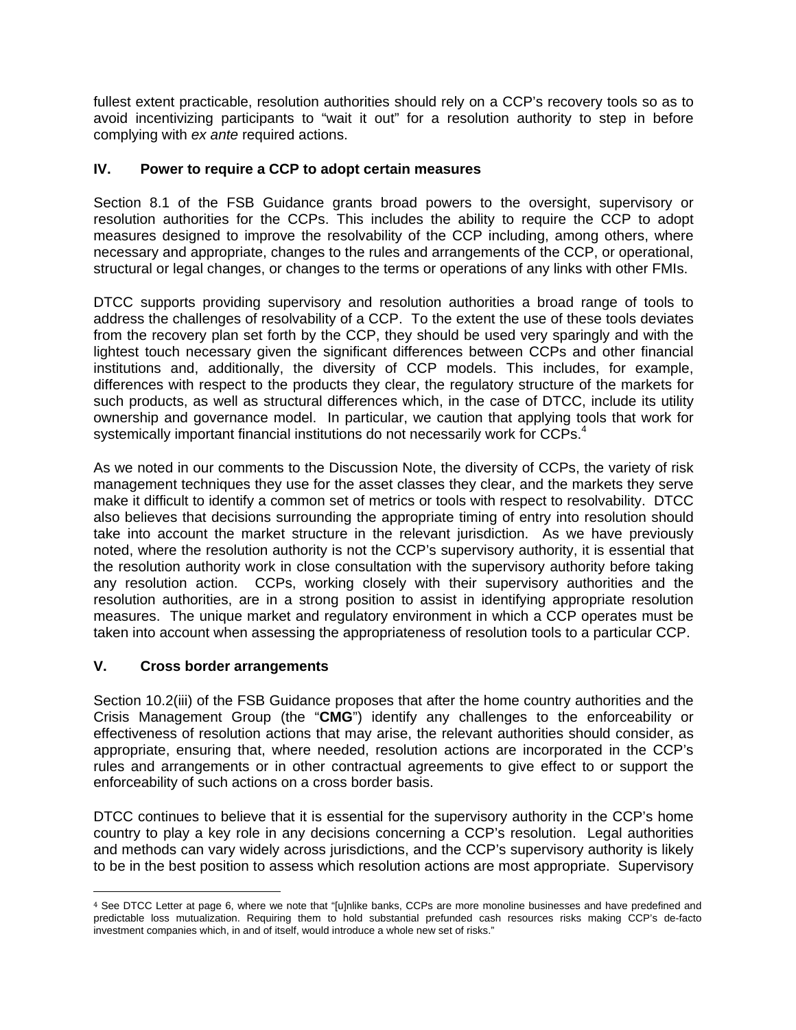fullest extent practicable, resolution authorities should rely on a CCP's recovery tools so as to avoid incentivizing participants to "wait it out" for a resolution authority to step in before complying with *ex ante* required actions.

## IV. Power to require a CCP to adopt certain measures

Section 8.1 of the FSB Guidance grants broad powers to the oversight, supervisory or resolution authorities for the CCPs. This includes the ability to require the CCP to adopt measures designed to improve the resolvability of the CCP including, among others, where necessary and appropriate, changes to the rules and arrangements of the CCP, or operational, structural or legal changes, or changes to the terms or operations of any links with other FMIs.

DTCC supports providing supervisory and resolution authorities a broad range of tools to address the challenges of resolvability of a CCP. To the extent the use of these tools deviates from the recovery plan set forth by the CCP, they should be used very sparingly and with the lightest touch necessary given the significant differences between CCPs and other financial institutions and, additionally, the diversity of CCP models. This includes, for example, differences with respect to the products they clear, the regulatory structure of the markets for such products, as well as structural differences which, in the case of DTCC, include its utility ownership and governance model. In particular, we caution that applying tools that work for systemically important financial institutions do not necessarily work for CCPs.[4]

As we noted in our comments to the Discussion Note, the diversity of CCPs, the variety of risk management techniques they use for the asset classes they clear, and the markets they serve make it difficult to identify a common set of metrics or tools with respect to resolvability. DTCC also believes that decisions surrounding the appropriate timing of entry into resolution should take into account the market structure in the relevant jurisdiction. As we have previously noted, where the resolution authority is not the CCP's supervisory authority, it is essential that the resolution authority work in close consultation with the supervisory authority before taking any resolution action. CCPs, working closely with their supervisory authorities and the resolution authorities, are in a strong position to assist in identifying appropriate resolution measures. The unique market and regulatory environment in which a CCP operates must be taken into account when assessing the appropriateness of resolution tools to a particular CCP.

## V. Cross border arrangements

Section 10.2(iii) of the FSB Guidance proposes that after the home country authorities and the Crisis Management Group (the "**CMG**") identify any challenges to the enforceability or effectiveness of resolution actions that may arise, the relevant authorities should consider, as appropriate, ensuring that, where needed, resolution actions are incorporated in the CCP's rules and arrangements or in other contractual agreements to give effect to or support the enforceability of such actions on a cross border basis.

DTCC continues to believe that it is essential for the supervisory authority in the CCP's home country to play a key role in any decisions concerning a CCP's resolution. Legal authorities and methods can vary widely across jurisdictions, and the CCP's supervisory authority is likely to be in the best position to assess which resolution actions are most appropriate. Supervisory

---

[4] See DTCC Letter at page 6, where we note that "[u]nlike banks, CCPs are more monoline businesses and have predefined and predictable loss mutualization. Requiring them to hold substantial prefunded cash resources risks making CCP's de-facto investment companies which, in and of itself, would introduce a whole new set of risks."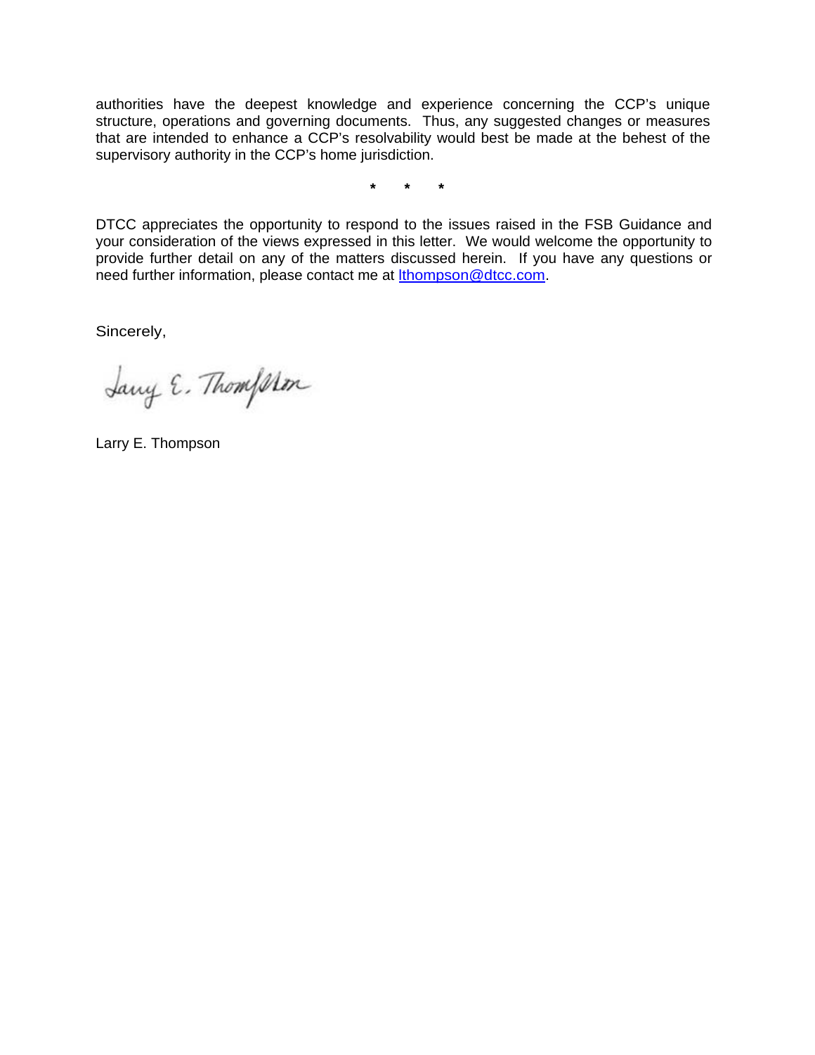authorities have the deepest knowledge and experience concerning the CCP's unique structure, operations and governing documents. Thus, any suggested changes or measures that are intended to enhance a CCP's resolvability would best be made at the behest of the supervisory authority in the CCP's home jurisdiction.

\* \* \*

DTCC appreciates the opportunity to respond to the issues raised in the FSB Guidance and your consideration of the views expressed in this letter. We would welcome the opportunity to provide further detail on any of the matters discussed herein. If you have any questions or need further information, please contact me at lthompson@dtcc.com.

Sincerely,

Larry E. Thompson